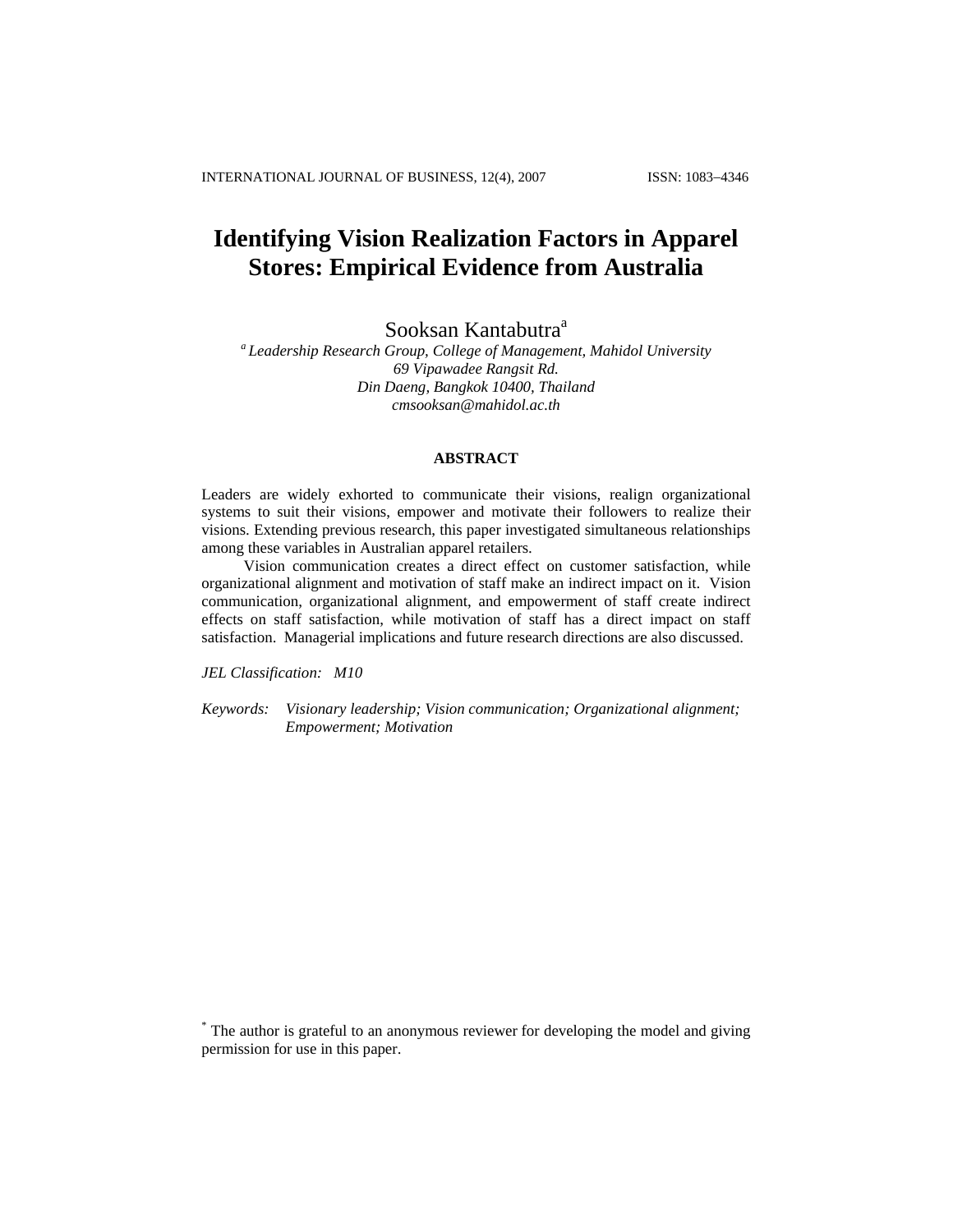# Identifying Vision Realization Factors in Apparel Stores: Empirical Evidence from Australia

Sooksan Kantabutra[a]

[a] *Leadership Research Group, College of Management, Mahidol University*
*69 Vipawadee Rangsit Rd.*
*Din Daeng, Bangkok 10400, Thailand*
*cmsooksan@mahidol.ac.th*

## ABSTRACT

Leaders are widely exhorted to communicate their visions, realign organizational systems to suit their visions, empower and motivate their followers to realize their visions. Extending previous research, this paper investigated simultaneous relationships among these variables in Australian apparel retailers.

Vision communication creates a direct effect on customer satisfaction, while organizational alignment and motivation of staff make an indirect impact on it. Vision communication, organizational alignment, and empowerment of staff create indirect effects on staff satisfaction, while motivation of staff has a direct impact on staff satisfaction. Managerial implications and future research directions are also discussed.

*JEL Classification:* *M10*

*Keywords:* *Visionary leadership; Vision communication; Organizational alignment; Empowerment; Motivation*

[*] The author is grateful to an anonymous reviewer for developing the model and giving permission for use in this paper.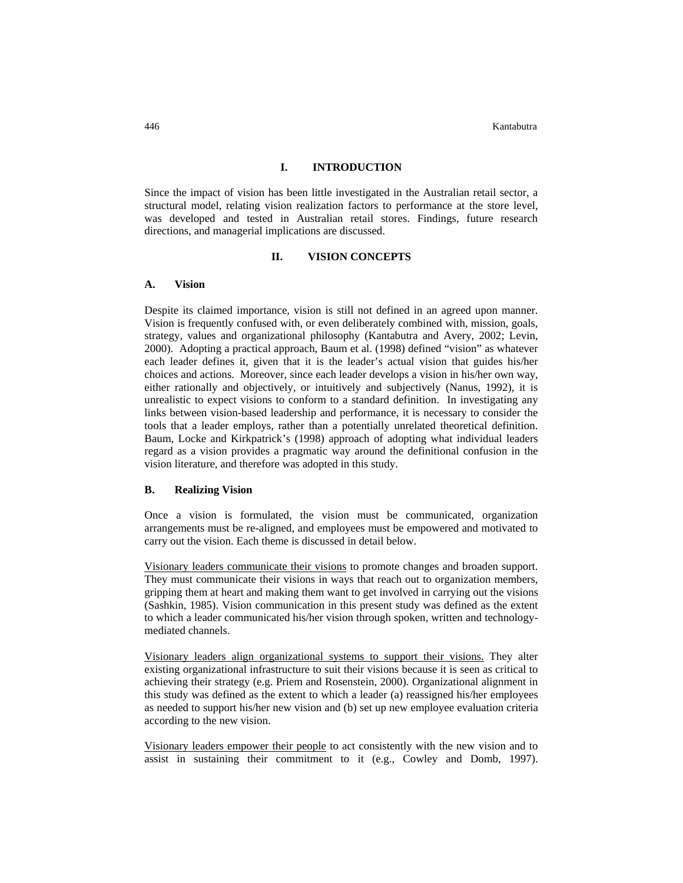## I. INTRODUCTION

Since the impact of vision has been little investigated in the Australian retail sector, a structural model, relating vision realization factors to performance at the store level, was developed and tested in Australian retail stores. Findings, future research directions, and managerial implications are discussed.

## II. VISION CONCEPTS

### A. Vision

Despite its claimed importance, vision is still not defined in an agreed upon manner. Vision is frequently confused with, or even deliberately combined with, mission, goals, strategy, values and organizational philosophy (Kantabutra and Avery, 2002; Levin, 2000). Adopting a practical approach, Baum et al. (1998) defined "vision" as whatever each leader defines it, given that it is the leader's actual vision that guides his/her choices and actions. Moreover, since each leader develops a vision in his/her own way, either rationally and objectively, or intuitively and subjectively (Nanus, 1992), it is unrealistic to expect visions to conform to a standard definition. In investigating any links between vision-based leadership and performance, it is necessary to consider the tools that a leader employs, rather than a potentially unrelated theoretical definition. Baum, Locke and Kirkpatrick's (1998) approach of adopting what individual leaders regard as a vision provides a pragmatic way around the definitional confusion in the vision literature, and therefore was adopted in this study.

### B. Realizing Vision

Once a vision is formulated, the vision must be communicated, organization arrangements must be re-aligned, and employees must be empowered and motivated to carry out the vision. Each theme is discussed in detail below.

Visionary leaders communicate their visions to promote changes and broaden support. They must communicate their visions in ways that reach out to organization members, gripping them at heart and making them want to get involved in carrying out the visions (Sashkin, 1985). Vision communication in this present study was defined as the extent to which a leader communicated his/her vision through spoken, written and technology-mediated channels.

Visionary leaders align organizational systems to support their visions. They alter existing organizational infrastructure to suit their visions because it is seen as critical to achieving their strategy (e.g. Priem and Rosenstein, 2000). Organizational alignment in this study was defined as the extent to which a leader (a) reassigned his/her employees as needed to support his/her new vision and (b) set up new employee evaluation criteria according to the new vision.

Visionary leaders empower their people to act consistently with the new vision and to assist in sustaining their commitment to it (e.g., Cowley and Domb, 1997).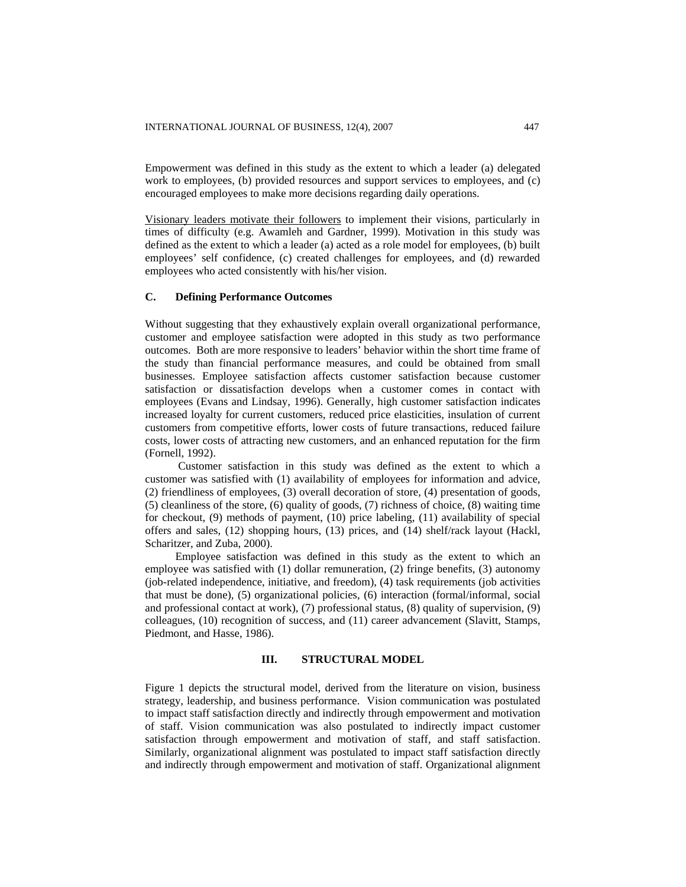Empowerment was defined in this study as the extent to which a leader (a) delegated work to employees, (b) provided resources and support services to employees, and (c) encouraged employees to make more decisions regarding daily operations.

Visionary leaders motivate their followers to implement their visions, particularly in times of difficulty (e.g. Awamleh and Gardner, 1999). Motivation in this study was defined as the extent to which a leader (a) acted as a role model for employees, (b) built employees' self confidence, (c) created challenges for employees, and (d) rewarded employees who acted consistently with his/her vision.

### C. Defining Performance Outcomes

Without suggesting that they exhaustively explain overall organizational performance, customer and employee satisfaction were adopted in this study as two performance outcomes. Both are more responsive to leaders' behavior within the short time frame of the study than financial performance measures, and could be obtained from small businesses. Employee satisfaction affects customer satisfaction because customer satisfaction or dissatisfaction develops when a customer comes in contact with employees (Evans and Lindsay, 1996). Generally, high customer satisfaction indicates increased loyalty for current customers, reduced price elasticities, insulation of current customers from competitive efforts, lower costs of future transactions, reduced failure costs, lower costs of attracting new customers, and an enhanced reputation for the firm (Fornell, 1992).

Customer satisfaction in this study was defined as the extent to which a customer was satisfied with (1) availability of employees for information and advice, (2) friendliness of employees, (3) overall decoration of store, (4) presentation of goods, (5) cleanliness of the store, (6) quality of goods, (7) richness of choice, (8) waiting time for checkout, (9) methods of payment, (10) price labeling, (11) availability of special offers and sales, (12) shopping hours, (13) prices, and (14) shelf/rack layout (Hackl, Scharitzer, and Zuba, 2000).

Employee satisfaction was defined in this study as the extent to which an employee was satisfied with (1) dollar remuneration, (2) fringe benefits, (3) autonomy (job-related independence, initiative, and freedom), (4) task requirements (job activities that must be done), (5) organizational policies, (6) interaction (formal/informal, social and professional contact at work), (7) professional status, (8) quality of supervision, (9) colleagues, (10) recognition of success, and (11) career advancement (Slavitt, Stamps, Piedmont, and Hasse, 1986).

## III. STRUCTURAL MODEL

Figure 1 depicts the structural model, derived from the literature on vision, business strategy, leadership, and business performance. Vision communication was postulated to impact staff satisfaction directly and indirectly through empowerment and motivation of staff. Vision communication was also postulated to indirectly impact customer satisfaction through empowerment and motivation of staff, and staff satisfaction. Similarly, organizational alignment was postulated to impact staff satisfaction directly and indirectly through empowerment and motivation of staff. Organizational alignment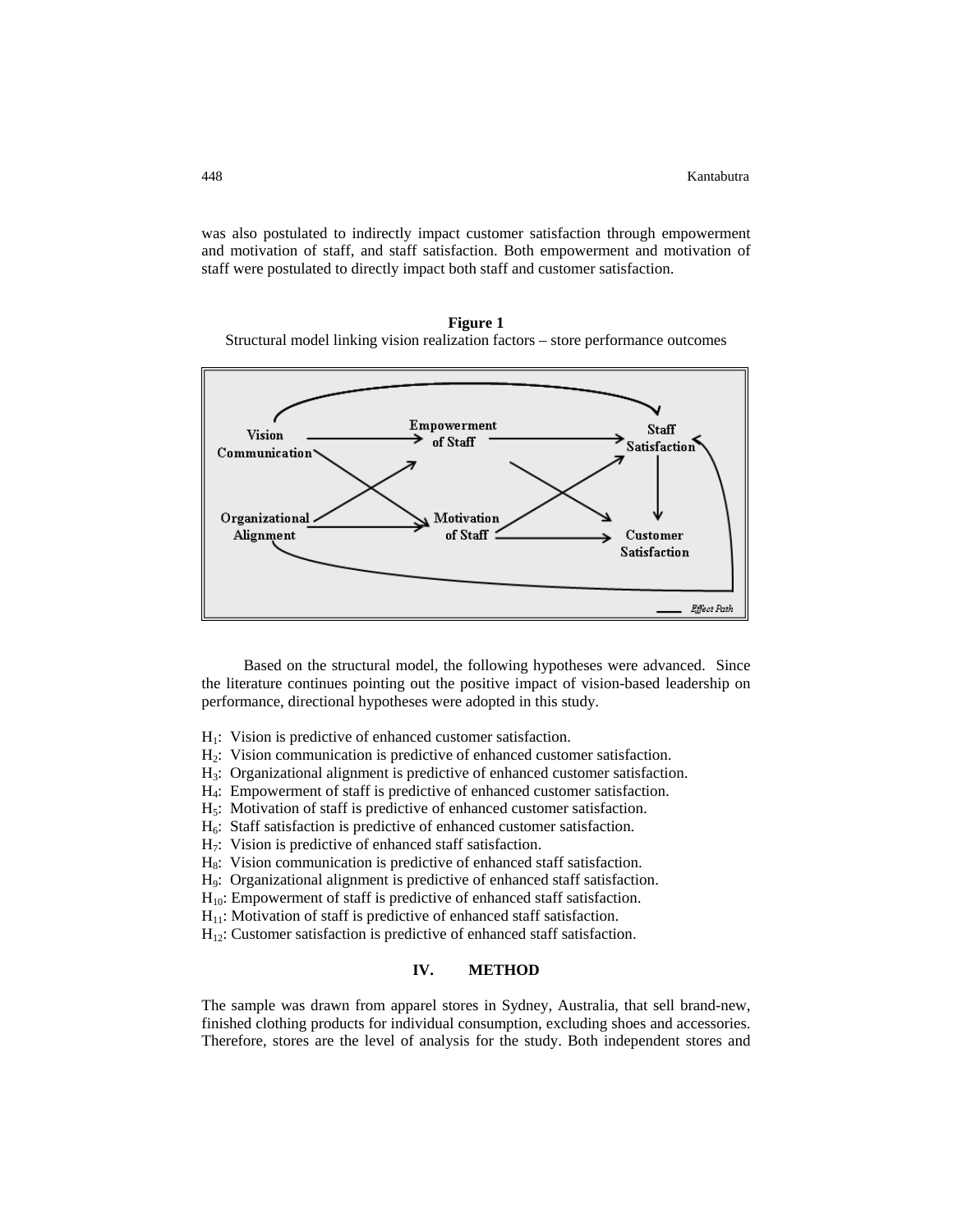was also postulated to indirectly impact customer satisfaction through empowerment and motivation of staff, and staff satisfaction. Both empowerment and motivation of staff were postulated to directly impact both staff and customer satisfaction.

**Figure 1**
Structural model linking vision realization factors – store performance outcomes

Based on the structural model, the following hypotheses were advanced. Since the literature continues pointing out the positive impact of vision-based leadership on performance, directional hypotheses were adopted in this study.

$H_1$: Vision is predictive of enhanced customer satisfaction.
$H_2$: Vision communication is predictive of enhanced customer satisfaction.
$H_3$: Organizational alignment is predictive of enhanced customer satisfaction.
$H_4$: Empowerment of staff is predictive of enhanced customer satisfaction.
$H_5$: Motivation of staff is predictive of enhanced customer satisfaction.
$H_6$: Staff satisfaction is predictive of enhanced customer satisfaction.
$H_7$: Vision is predictive of enhanced staff satisfaction.
$H_8$: Vision communication is predictive of enhanced staff satisfaction.
$H_9$: Organizational alignment is predictive of enhanced staff satisfaction.
$H_{10}$: Empowerment of staff is predictive of enhanced staff satisfaction.
$H_{11}$: Motivation of staff is predictive of enhanced staff satisfaction.
$H_{12}$: Customer satisfaction is predictive of enhanced staff satisfaction.

## IV. METHOD

The sample was drawn from apparel stores in Sydney, Australia, that sell brand-new, finished clothing products for individual consumption, excluding shoes and accessories. Therefore, stores are the level of analysis for the study. Both independent stores and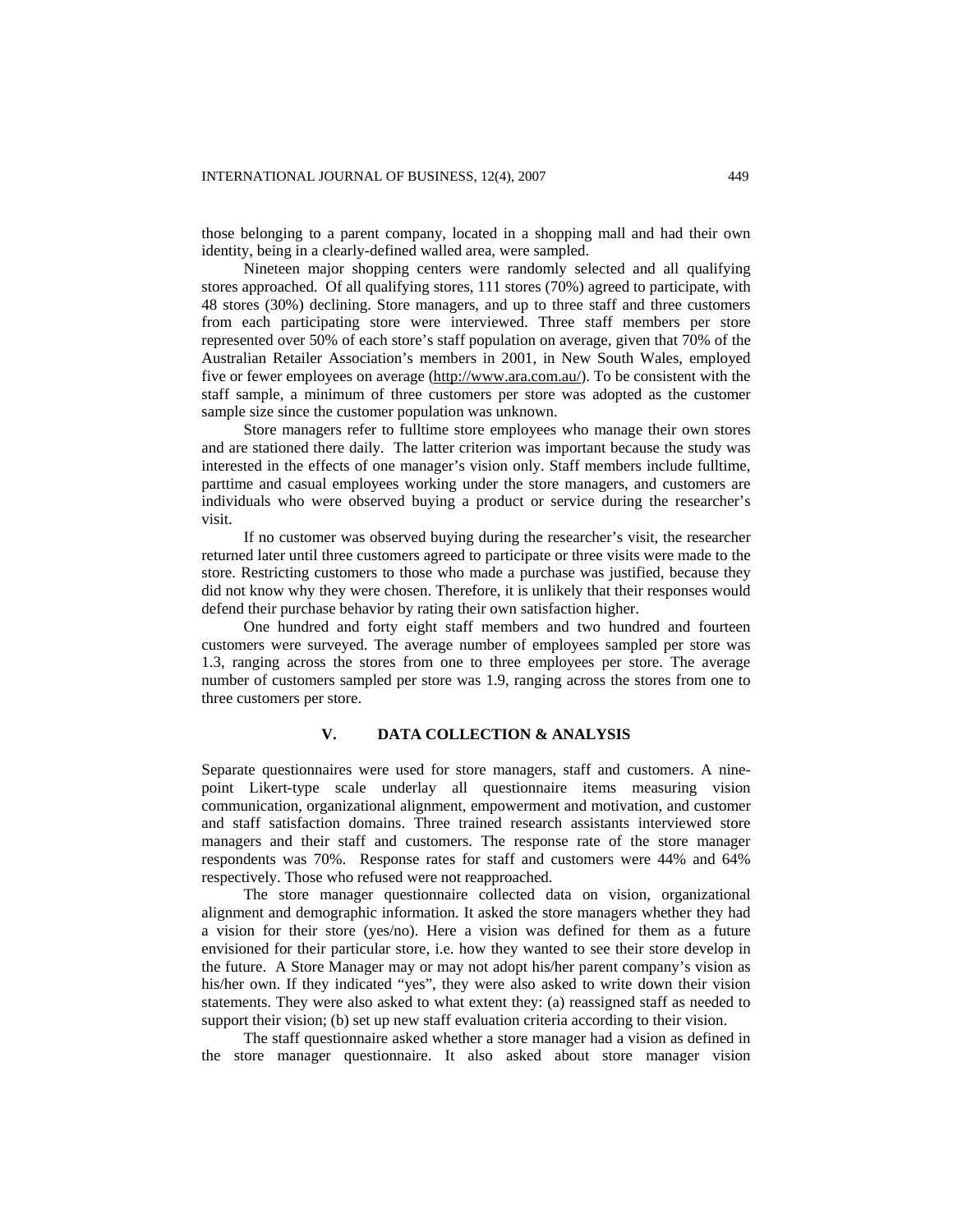those belonging to a parent company, located in a shopping mall and had their own identity, being in a clearly-defined walled area, were sampled.

Nineteen major shopping centers were randomly selected and all qualifying stores approached. Of all qualifying stores, 111 stores (70%) agreed to participate, with 48 stores (30%) declining. Store managers, and up to three staff and three customers from each participating store were interviewed. Three staff members per store represented over 50% of each store's staff population on average, given that 70% of the Australian Retailer Association's members in 2001, in New South Wales, employed five or fewer employees on average (http://www.ara.com.au/). To be consistent with the staff sample, a minimum of three customers per store was adopted as the customer sample size since the customer population was unknown.

Store managers refer to fulltime store employees who manage their own stores and are stationed there daily. The latter criterion was important because the study was interested in the effects of one manager's vision only. Staff members include fulltime, parttime and casual employees working under the store managers, and customers are individuals who were observed buying a product or service during the researcher's visit.

If no customer was observed buying during the researcher's visit, the researcher returned later until three customers agreed to participate or three visits were made to the store. Restricting customers to those who made a purchase was justified, because they did not know why they were chosen. Therefore, it is unlikely that their responses would defend their purchase behavior by rating their own satisfaction higher.

One hundred and forty eight staff members and two hundred and fourteen customers were surveyed. The average number of employees sampled per store was 1.3, ranging across the stores from one to three employees per store. The average number of customers sampled per store was 1.9, ranging across the stores from one to three customers per store.

## V. DATA COLLECTION & ANALYSIS

Separate questionnaires were used for store managers, staff and customers. A nine-point Likert-type scale underlay all questionnaire items measuring vision communication, organizational alignment, empowerment and motivation, and customer and staff satisfaction domains. Three trained research assistants interviewed store managers and their staff and customers. The response rate of the store manager respondents was 70%. Response rates for staff and customers were 44% and 64% respectively. Those who refused were not reapproached.

The store manager questionnaire collected data on vision, organizational alignment and demographic information. It asked the store managers whether they had a vision for their store (yes/no). Here a vision was defined for them as a future envisioned for their particular store, i.e. how they wanted to see their store develop in the future. A Store Manager may or may not adopt his/her parent company's vision as his/her own. If they indicated "yes", they were also asked to write down their vision statements. They were also asked to what extent they: (a) reassigned staff as needed to support their vision; (b) set up new staff evaluation criteria according to their vision.

The staff questionnaire asked whether a store manager had a vision as defined in the store manager questionnaire. It also asked about store manager vision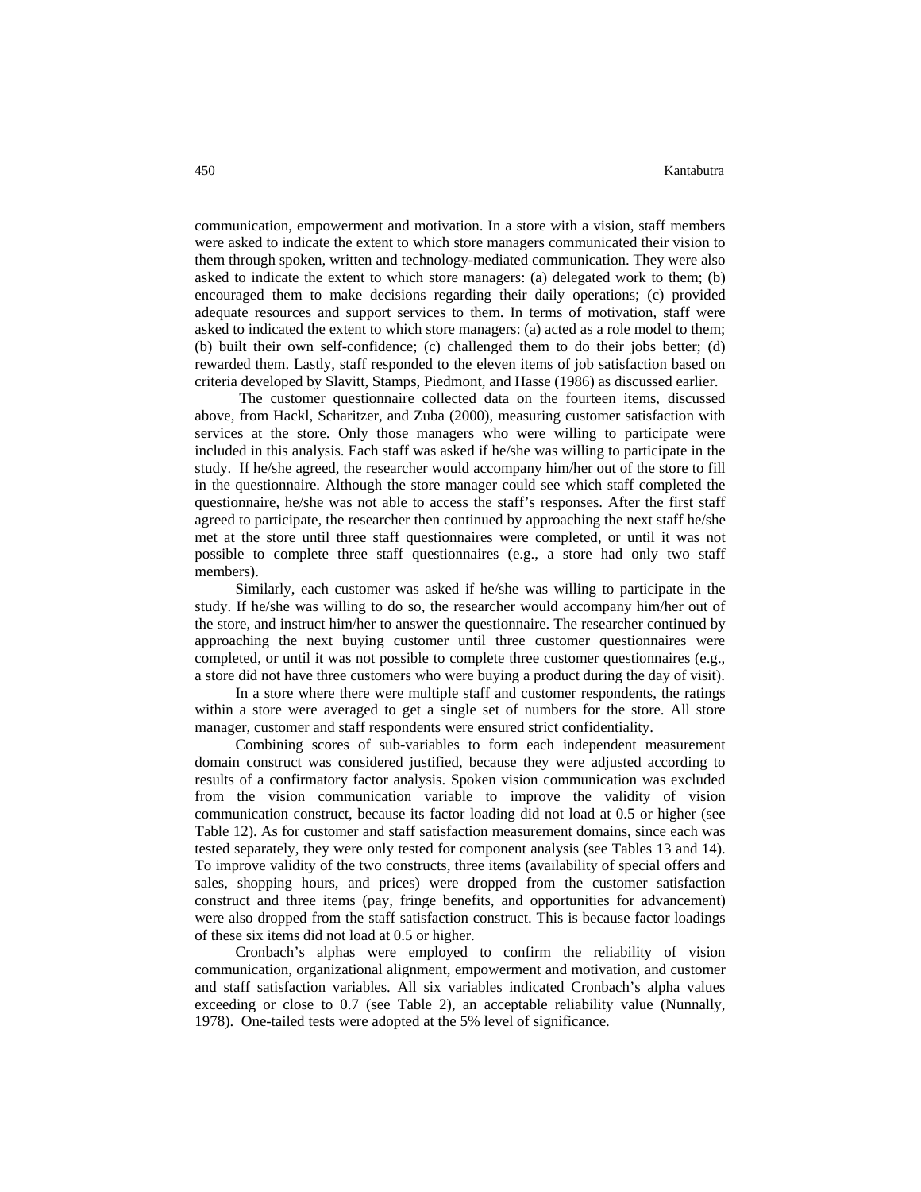communication, empowerment and motivation. In a store with a vision, staff members were asked to indicate the extent to which store managers communicated their vision to them through spoken, written and technology-mediated communication. They were also asked to indicate the extent to which store managers: (a) delegated work to them; (b) encouraged them to make decisions regarding their daily operations; (c) provided adequate resources and support services to them. In terms of motivation, staff were asked to indicated the extent to which store managers: (a) acted as a role model to them; (b) built their own self-confidence; (c) challenged them to do their jobs better; (d) rewarded them. Lastly, staff responded to the eleven items of job satisfaction based on criteria developed by Slavitt, Stamps, Piedmont, and Hasse (1986) as discussed earlier.

The customer questionnaire collected data on the fourteen items, discussed above, from Hackl, Scharitzer, and Zuba (2000), measuring customer satisfaction with services at the store. Only those managers who were willing to participate were included in this analysis. Each staff was asked if he/she was willing to participate in the study. If he/she agreed, the researcher would accompany him/her out of the store to fill in the questionnaire. Although the store manager could see which staff completed the questionnaire, he/she was not able to access the staff's responses. After the first staff agreed to participate, the researcher then continued by approaching the next staff he/she met at the store until three staff questionnaires were completed, or until it was not possible to complete three staff questionnaires (e.g., a store had only two staff members).

Similarly, each customer was asked if he/she was willing to participate in the study. If he/she was willing to do so, the researcher would accompany him/her out of the store, and instruct him/her to answer the questionnaire. The researcher continued by approaching the next buying customer until three customer questionnaires were completed, or until it was not possible to complete three customer questionnaires (e.g., a store did not have three customers who were buying a product during the day of visit).

In a store where there were multiple staff and customer respondents, the ratings within a store were averaged to get a single set of numbers for the store. All store manager, customer and staff respondents were ensured strict confidentiality.

Combining scores of sub-variables to form each independent measurement domain construct was considered justified, because they were adjusted according to results of a confirmatory factor analysis. Spoken vision communication was excluded from the vision communication variable to improve the validity of vision communication construct, because its factor loading did not load at 0.5 or higher (see Table 12). As for customer and staff satisfaction measurement domains, since each was tested separately, they were only tested for component analysis (see Tables 13 and 14). To improve validity of the two constructs, three items (availability of special offers and sales, shopping hours, and prices) were dropped from the customer satisfaction construct and three items (pay, fringe benefits, and opportunities for advancement) were also dropped from the staff satisfaction construct. This is because factor loadings of these six items did not load at 0.5 or higher.

Cronbach's alphas were employed to confirm the reliability of vision communication, organizational alignment, empowerment and motivation, and customer and staff satisfaction variables. All six variables indicated Cronbach's alpha values exceeding or close to 0.7 (see Table 2), an acceptable reliability value (Nunnally, 1978). One-tailed tests were adopted at the 5% level of significance.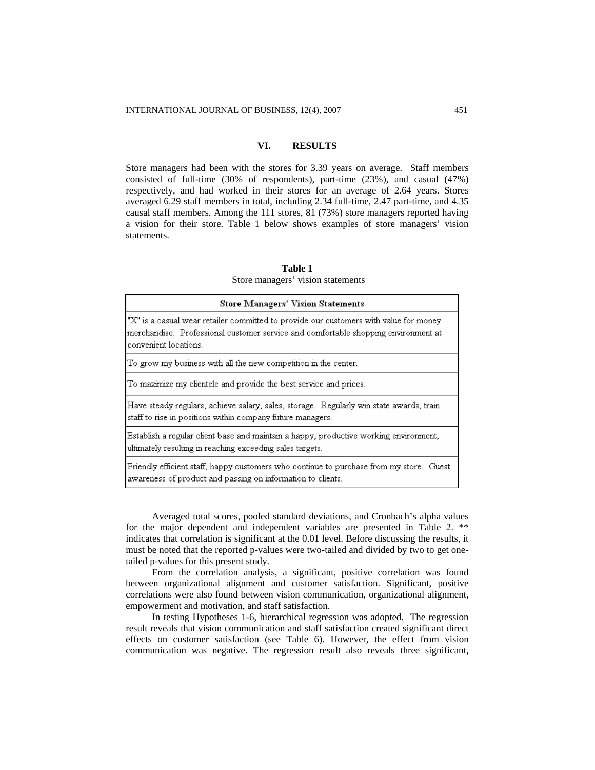## VI. RESULTS

Store managers had been with the stores for 3.39 years on average. Staff members consisted of full-time (30% of respondents), part-time (23%), and casual (47%) respectively, and had worked in their stores for an average of 2.64 years. Stores averaged 6.29 staff members in total, including 2.34 full-time, 2.47 part-time, and 4.35 causal staff members. Among the 111 stores, 81 (73%) store managers reported having a vision for their store. Table 1 below shows examples of store managers' vision statements.

**Table 1**
Store managers' vision statements

| Store Managers' Vision Statements |
|---|
| "X" is a casual wear retailer committed to provide our customers with value for money merchandise. Professional customer service and comfortable shopping environment at convenient locations. |
| To grow my business with all the new competition in the center. |
| To maximize my clientele and provide the best service and prices. |
| Have steady regulars, achieve salary, sales, storage. Regularly win state awards, train staff to rise in positions within company future managers. |
| Establish a regular client base and maintain a happy, productive working environment, ultimately resulting in reaching exceeding sales targets. |
| Friendly efficient staff, happy customers who continue to purchase from my store. Guest awareness of product and passing on information to clients. |

Averaged total scores, pooled standard deviations, and Cronbach's alpha values for the major dependent and independent variables are presented in Table 2. ** indicates that correlation is significant at the 0.01 level. Before discussing the results, it must be noted that the reported p-values were two-tailed and divided by two to get one-tailed p-values for this present study.

From the correlation analysis, a significant, positive correlation was found between organizational alignment and customer satisfaction. Significant, positive correlations were also found between vision communication, organizational alignment, empowerment and motivation, and staff satisfaction.

In testing Hypotheses 1-6, hierarchical regression was adopted. The regression result reveals that vision communication and staff satisfaction created significant direct effects on customer satisfaction (see Table 6). However, the effect from vision communication was negative. The regression result also reveals three significant,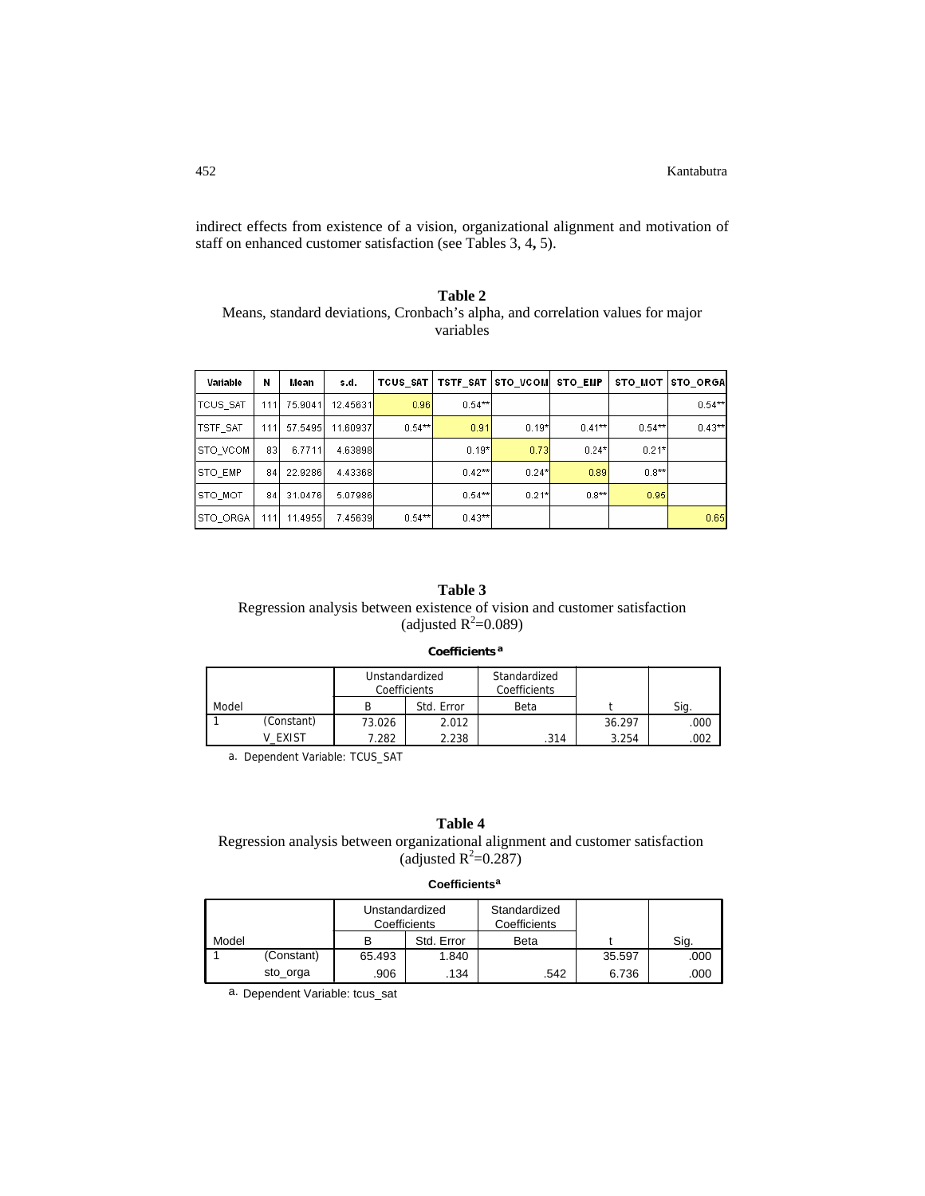indirect effects from existence of a vision, organizational alignment and motivation of staff on enhanced customer satisfaction (see Tables 3, 4, 5).

**Table 2**
Means, standard deviations, Cronbach's alpha, and correlation values for major variables

| Variable | N | Mean | s.d. | TCUS_SAT | TSTF_SAT | STO_VCOM | STO_EMP | STO_MOT | STO_ORGA |
|---|---|---|---|---|---|---|---|---|---|
| TCUS_SAT | 111 | 75.9041 | 12.45631 | 0.96 | 0.54** | | | | 0.54** |
| TSTF_SAT | 111 | 57.5495 | 11.60937 | 0.54** | 0.91 | 0.19* | 0.41** | 0.54** | 0.43** |
| STO_VCOM | 83 | 6.7711 | 4.63898 | | 0.19* | 0.73 | 0.24* | 0.21* | |
| STO_EMP | 84 | 22.9286 | 4.43368 | | 0.42** | 0.24* | 0.89 | 0.8** | |
| STO_MOT | 84 | 31.0476 | 5.07986 | | 0.54** | 0.21* | 0.8** | 0.95 | |
| STO_ORGA | 111 | 11.4955 | 7.45639 | 0.54** | 0.43** | | | | 0.65 |

**Table 3**
Regression analysis between existence of vision and customer satisfaction (adjusted $R^2$=0.089)

**Coefficients^a**

| Model | | Unstandardized Coefficients | | Standardized Coefficients | | |
|---|---|---|---|---|---|---|
| | | B | Std. Error | Beta | t | Sig. |
| 1 | (Constant) | 73.026 | 2.012 | | 36.297 | .000 |
| | V_EXIST | 7.282 | 2.238 | .314 | 3.254 | .002 |

a. Dependent Variable: TCUS_SAT

**Table 4**
Regression analysis between organizational alignment and customer satisfaction (adjusted $R^2$=0.287)

**Coefficients^a**

| Model | | Unstandardized Coefficients | | Standardized Coefficients | | |
|---|---|---|---|---|---|---|
| | | B | Std. Error | Beta | t | Sig. |
| 1 | (Constant) | 65.493 | 1.840 | | 35.597 | .000 |
| | sto_orga | .906 | .134 | .542 | 6.736 | .000 |

a. Dependent Variable: tcus_sat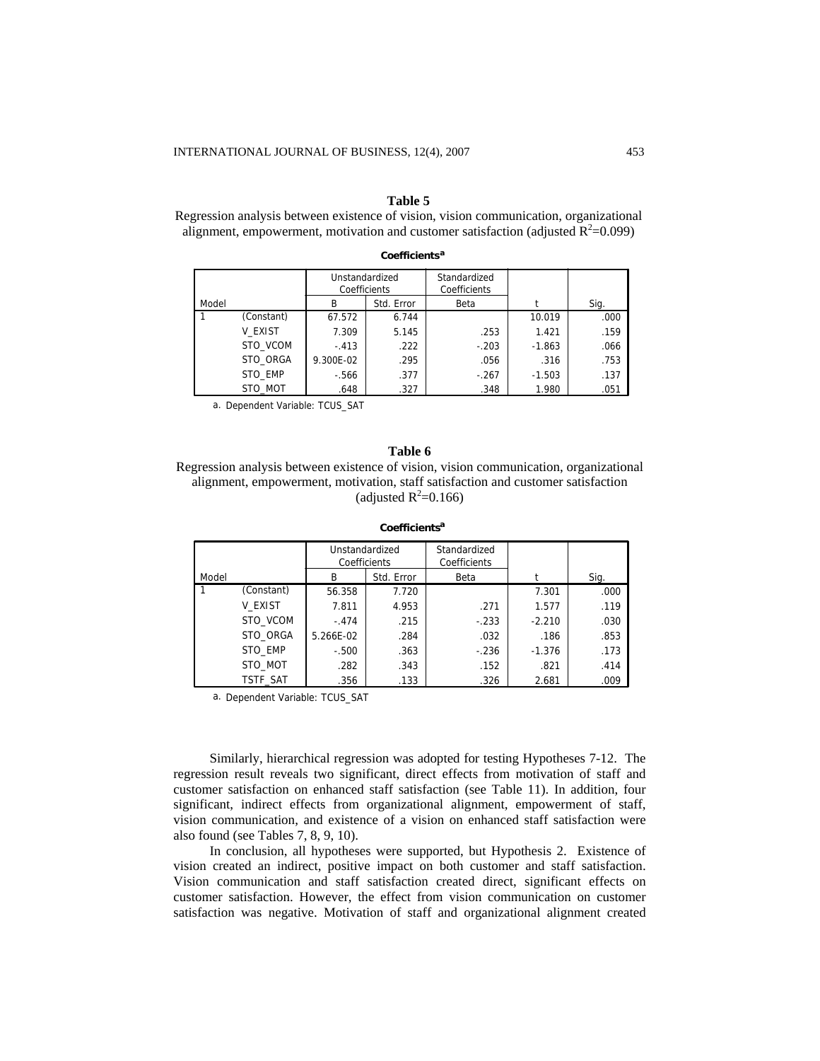**Table 5**

Regression analysis between existence of vision, vision communication, organizational alignment, empowerment, motivation and customer satisfaction (adjusted $R^2$=0.099)

**Coefficients[a]**

| Model | | Unstandardized Coefficients | | Standardized Coefficients | t | Sig. |
|---|---|---|---|---|---|---|
| | | B | Std. Error | Beta | | |
| 1 | (Constant) | 67.572 | 6.744 | | 10.019 | .000 |
| | V_EXIST | 7.309 | 5.145 | .253 | 1.421 | .159 |
| | STO_VCOM | -.413 | .222 | -.203 | -1.863 | .066 |
| | STO_ORGA | 9.300E-02 | .295 | .056 | .316 | .753 |
| | STO_EMP | -.566 | .377 | -.267 | -1.503 | .137 |
| | STO_MOT | .648 | .327 | .348 | 1.980 | .051 |

a. Dependent Variable: TCUS_SAT

**Table 6**

Regression analysis between existence of vision, vision communication, organizational alignment, empowerment, motivation, staff satisfaction and customer satisfaction (adjusted $R^2$=0.166)

**Coefficients[a]**

| Model | | Unstandardized Coefficients | | Standardized Coefficients | t | Sig. |
|---|---|---|---|---|---|---|
| | | B | Std. Error | Beta | | |
| 1 | (Constant) | 56.358 | 7.720 | | 7.301 | .000 |
| | V_EXIST | 7.811 | 4.953 | .271 | 1.577 | .119 |
| | STO_VCOM | -.474 | .215 | -.233 | -2.210 | .030 |
| | STO_ORGA | 5.266E-02 | .284 | .032 | .186 | .853 |
| | STO_EMP | -.500 | .363 | -.236 | -1.376 | .173 |
| | STO_MOT | .282 | .343 | .152 | .821 | .414 |
| | TSTF_SAT | .356 | .133 | .326 | 2.681 | .009 |

a. Dependent Variable: TCUS_SAT

Similarly, hierarchical regression was adopted for testing Hypotheses 7-12. The regression result reveals two significant, direct effects from motivation of staff and customer satisfaction on enhanced staff satisfaction (see Table 11). In addition, four significant, indirect effects from organizational alignment, empowerment of staff, vision communication, and existence of a vision on enhanced staff satisfaction were also found (see Tables 7, 8, 9, 10).

In conclusion, all hypotheses were supported, but Hypothesis 2. Existence of vision created an indirect, positive impact on both customer and staff satisfaction. Vision communication and staff satisfaction created direct, significant effects on customer satisfaction. However, the effect from vision communication on customer satisfaction was negative. Motivation of staff and organizational alignment created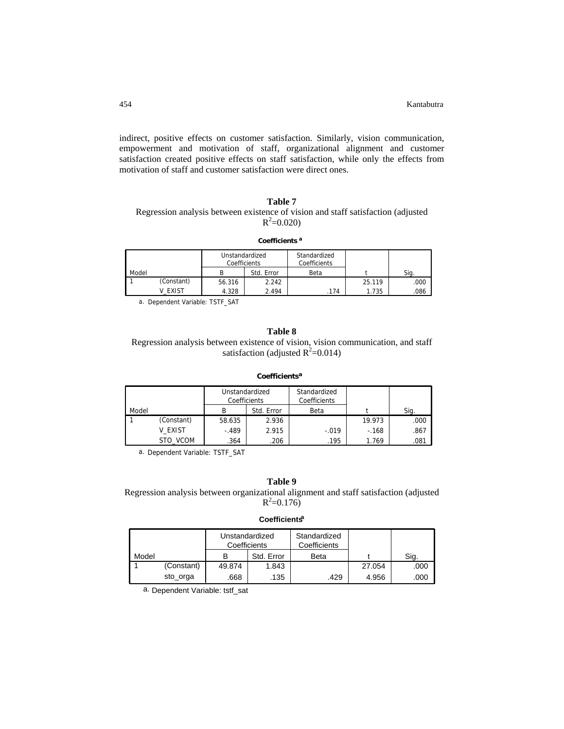indirect, positive effects on customer satisfaction. Similarly, vision communication, empowerment and motivation of staff, organizational alignment and customer satisfaction created positive effects on staff satisfaction, while only the effects from motivation of staff and customer satisfaction were direct ones.

**Table 7**

Regression analysis between existence of vision and staff satisfaction (adjusted $R^2$=0.020)

**Coefficients [a]**

| Model | | Unstandardized Coefficients | | Standardized Coefficients | t | Sig. |
|---|---|---|---|---|---|---|
| | | B | Std. Error | Beta | | |
| 1 | (Constant) | 56.316 | 2.242 | | 25.119 | .000 |
| | V_EXIST | 4.328 | 2.494 | .174 | 1.735 | .086 |

a. Dependent Variable: TSTF_SAT

**Table 8**

Regression analysis between existence of vision, vision communication, and staff satisfaction (adjusted $R^2$=0.014)

**Coefficients [a]**

| Model | | Unstandardized Coefficients | | Standardized Coefficients | t | Sig. |
|---|---|---|---|---|---|---|
| | | B | Std. Error | Beta | | |
| 1 | (Constant) | 58.635 | 2.936 | | 19.973 | .000 |
| | V_EXIST | -.489 | 2.915 | -.019 | -.168 | .867 |
| | STO_VCOM | .364 | .206 | .195 | 1.769 | .081 |

a. Dependent Variable: TSTF_SAT

**Table 9**

Regression analysis between organizational alignment and staff satisfaction (adjusted $R^2$=0.176)

**Coefficients [a]**

| Model | | Unstandardized Coefficients | | Standardized Coefficients | t | Sig. |
|---|---|---|---|---|---|---|
| | | B | Std. Error | Beta | | |
| 1 | (Constant) | 49.874 | 1.843 | | 27.054 | .000 |
| | sto_orga | .668 | .135 | .429 | 4.956 | .000 |

a. Dependent Variable: tstf_sat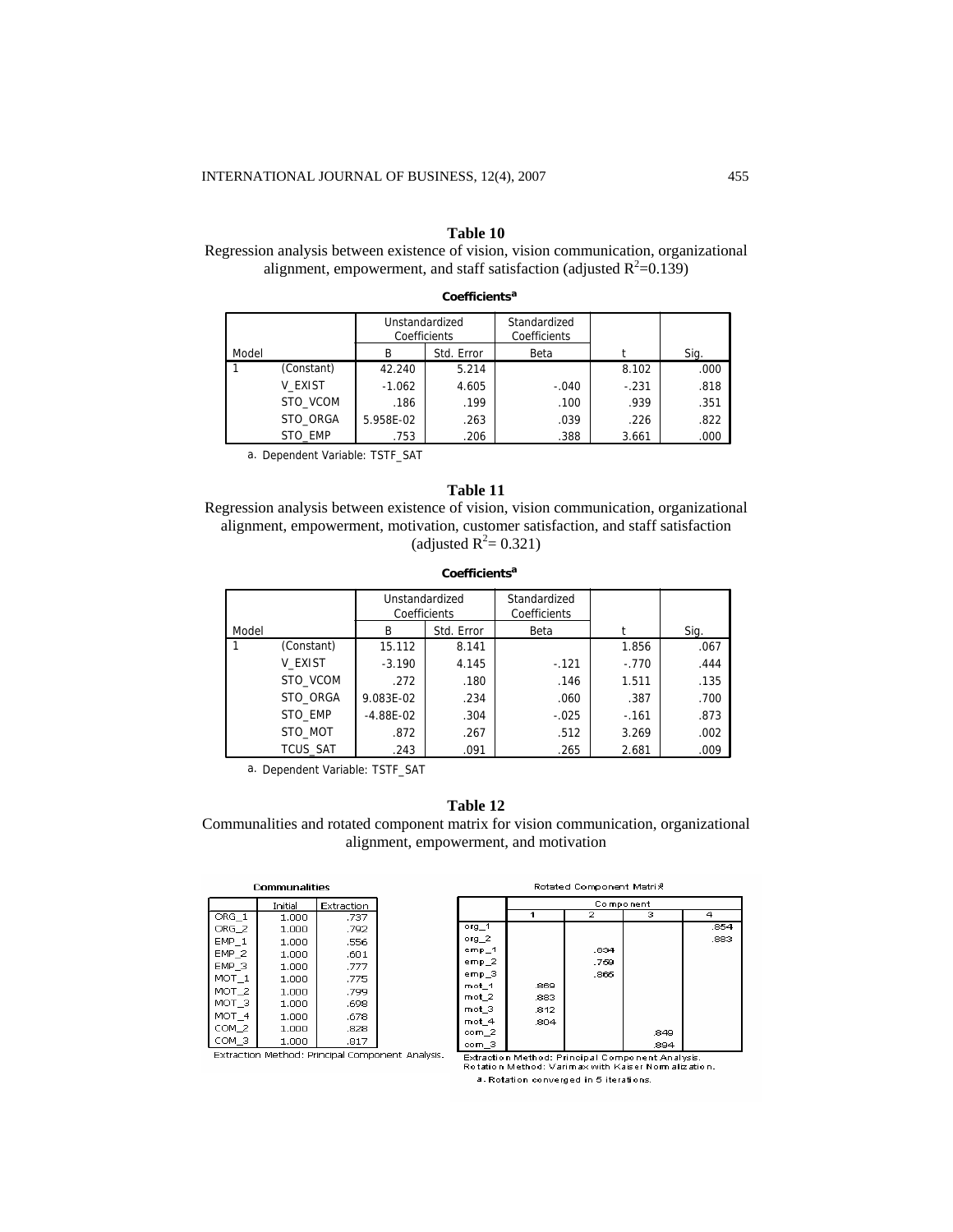**Table 10**

Regression analysis between existence of vision, vision communication, organizational alignment, empowerment, and staff satisfaction (adjusted $R^2$=0.139)

**Coefficients[a]**

| Model | | Unstandardized Coefficients | | Standardized Coefficients | t | Sig. |
|---|---|---|---|---|---|---|
| | | B | Std. Error | Beta | | |
| 1 | (Constant) | 42.240 | 5.214 | | 8.102 | .000 |
| | V_EXIST | -1.062 | 4.605 | -.040 | -.231 | .818 |
| | STO_VCOM | .186 | .199 | .100 | .939 | .351 |
| | STO_ORGA | 5.958E-02 | .263 | .039 | .226 | .822 |
| | STO_EMP | .753 | .206 | .388 | 3.661 | .000 |

a. Dependent Variable: TSTF_SAT

**Table 11**

Regression analysis between existence of vision, vision communication, organizational alignment, empowerment, motivation, customer satisfaction, and staff satisfaction (adjusted $R^2$= 0.321)

**Coefficients[a]**

| Model | | Unstandardized Coefficients | | Standardized Coefficients | t | Sig. |
|---|---|---|---|---|---|---|
| | | B | Std. Error | Beta | | |
| 1 | (Constant) | 15.112 | 8.141 | | 1.856 | .067 |
| | V_EXIST | -3.190 | 4.145 | -.121 | -.770 | .444 |
| | STO_VCOM | .272 | .180 | .146 | 1.511 | .135 |
| | STO_ORGA | 9.083E-02 | .234 | .060 | .387 | .700 |
| | STO_EMP | -4.88E-02 | .304 | -.025 | -.161 | .873 |
| | STO_MOT | .872 | .267 | .512 | 3.269 | .002 |
| | TCUS_SAT | .243 | .091 | .265 | 2.681 | .009 |

a. Dependent Variable: TSTF_SAT

**Table 12**

Communalities and rotated component matrix for vision communication, organizational alignment, empowerment, and motivation

**Communalities**

| | Initial | Extraction |
|---|---|---|
| ORG_1 | 1.000 | .737 |
| ORG_2 | 1.000 | .792 |
| EMP_1 | 1.000 | .556 |
| EMP_2 | 1.000 | .601 |
| EMP_3 | 1.000 | .777 |
| MOT_1 | 1.000 | .775 |
| MOT_2 | 1.000 | .799 |
| MOT_3 | 1.000 | .698 |
| MOT_4 | 1.000 | .678 |
| COM_2 | 1.000 | .828 |
| COM_3 | 1.000 | .817 |

Extraction Method: Principal Component Analysis.

**Rotated Component Matrix[a]**

| | Component | | | |
|---|---|---|---|---|
| | 1 | 2 | 3 | 4 |
| org_1 | | | | .854 |
| org_2 | | | | .883 |
| emp_1 | | .834 | | |
| emp_2 | | .759 | | |
| emp_3 | | .865 | | |
| mot_1 | .869 | | | |
| mot_2 | .883 | | | |
| mot_3 | .812 | | | |
| mot_4 | .804 | | | |
| com_2 | | | .849 | |
| com_3 | | | .894 | |

Extraction Method: Principal Component Analysis.
Rotation Method: Varimax with Kaiser Normalization.

a. Rotation converged in 5 iterations.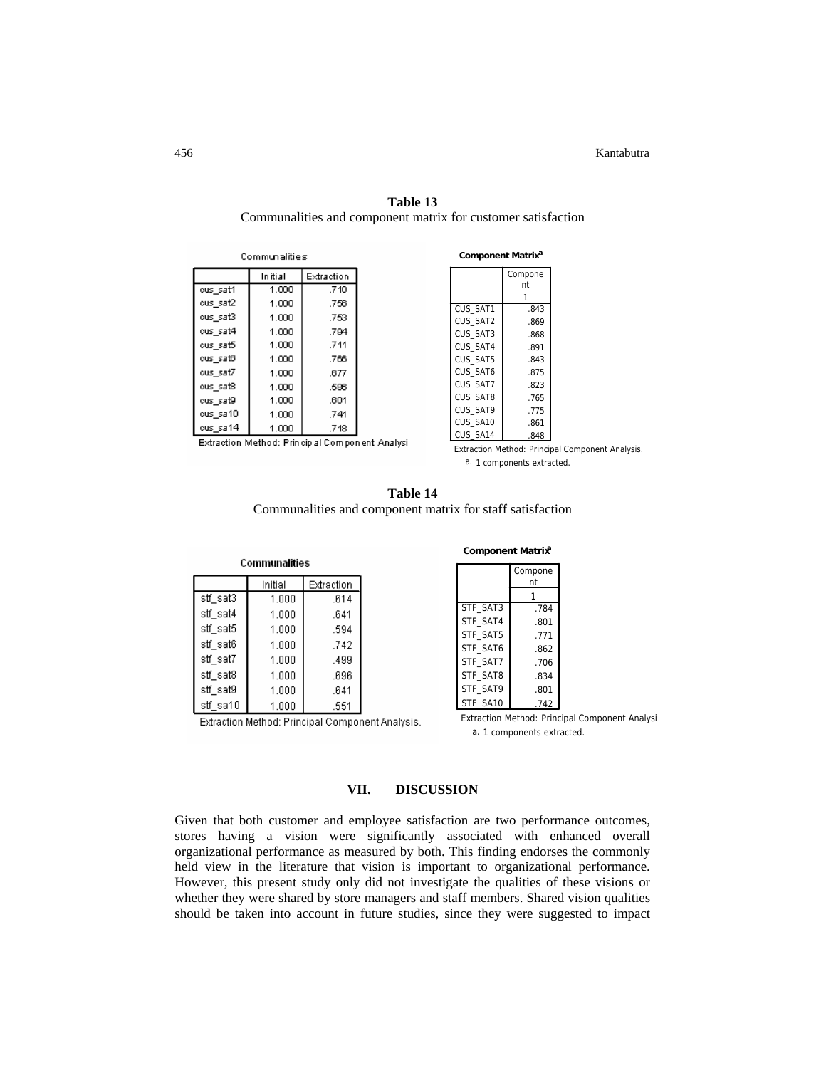**Table 13**
Communalities and component matrix for customer satisfaction

Communalities

| | Initial | Extraction |
|---|---|---|
| cus_sat1 | 1.000 | .710 |
| cus_sat2 | 1.000 | .756 |
| cus_sat3 | 1.000 | .753 |
| cus_sat4 | 1.000 | .794 |
| cus_sat5 | 1.000 | .711 |
| cus_sat6 | 1.000 | .766 |
| cus_sat7 | 1.000 | .677 |
| cus_sat8 | 1.000 | .586 |
| cus_sat9 | 1.000 | .601 |
| cus_sa10 | 1.000 | .741 |
| cus_sa14 | 1.000 | .718 |

Extraction Method: Principal Component Analysi

Component Matrix[a]

| | Component |
|---|---|
| | 1 |
| CUS_SAT1 | .843 |
| CUS_SAT2 | .869 |
| CUS_SAT3 | .868 |
| CUS_SAT4 | .891 |
| CUS_SAT5 | .843 |
| CUS_SAT6 | .875 |
| CUS_SAT7 | .823 |
| CUS_SAT8 | .765 |
| CUS_SAT9 | .775 |
| CUS_SA10 | .861 |
| CUS_SA14 | .848 |

Extraction Method: Principal Component Analysis.
a. 1 components extracted.

**Table 14**
Communalities and component matrix for staff satisfaction

Communalities

| | Initial | Extraction |
|---|---|---|
| stf_sat3 | 1.000 | .614 |
| stf_sat4 | 1.000 | .641 |
| stf_sat5 | 1.000 | .594 |
| stf_sat6 | 1.000 | .742 |
| stf_sat7 | 1.000 | .499 |
| stf_sat8 | 1.000 | .696 |
| stf_sat9 | 1.000 | .641 |
| stf_sa10 | 1.000 | .551 |

Extraction Method: Principal Component Analysis.

Component Matrix[a]

| | Component |
|---|---|
| | 1 |
| STF_SAT3 | .784 |
| STF_SAT4 | .801 |
| STF_SAT5 | .771 |
| STF_SAT6 | .862 |
| STF_SAT7 | .706 |
| STF_SAT8 | .834 |
| STF_SAT9 | .801 |
| STF_SA10 | .742 |

Extraction Method: Principal Component Analysi
a. 1 components extracted.

## VII. DISCUSSION

Given that both customer and employee satisfaction are two performance outcomes, stores having a vision were significantly associated with enhanced overall organizational performance as measured by both. This finding endorses the commonly held view in the literature that vision is important to organizational performance. However, this present study only did not investigate the qualities of these visions or whether they were shared by store managers and staff members. Shared vision qualities should be taken into account in future studies, since they were suggested to impact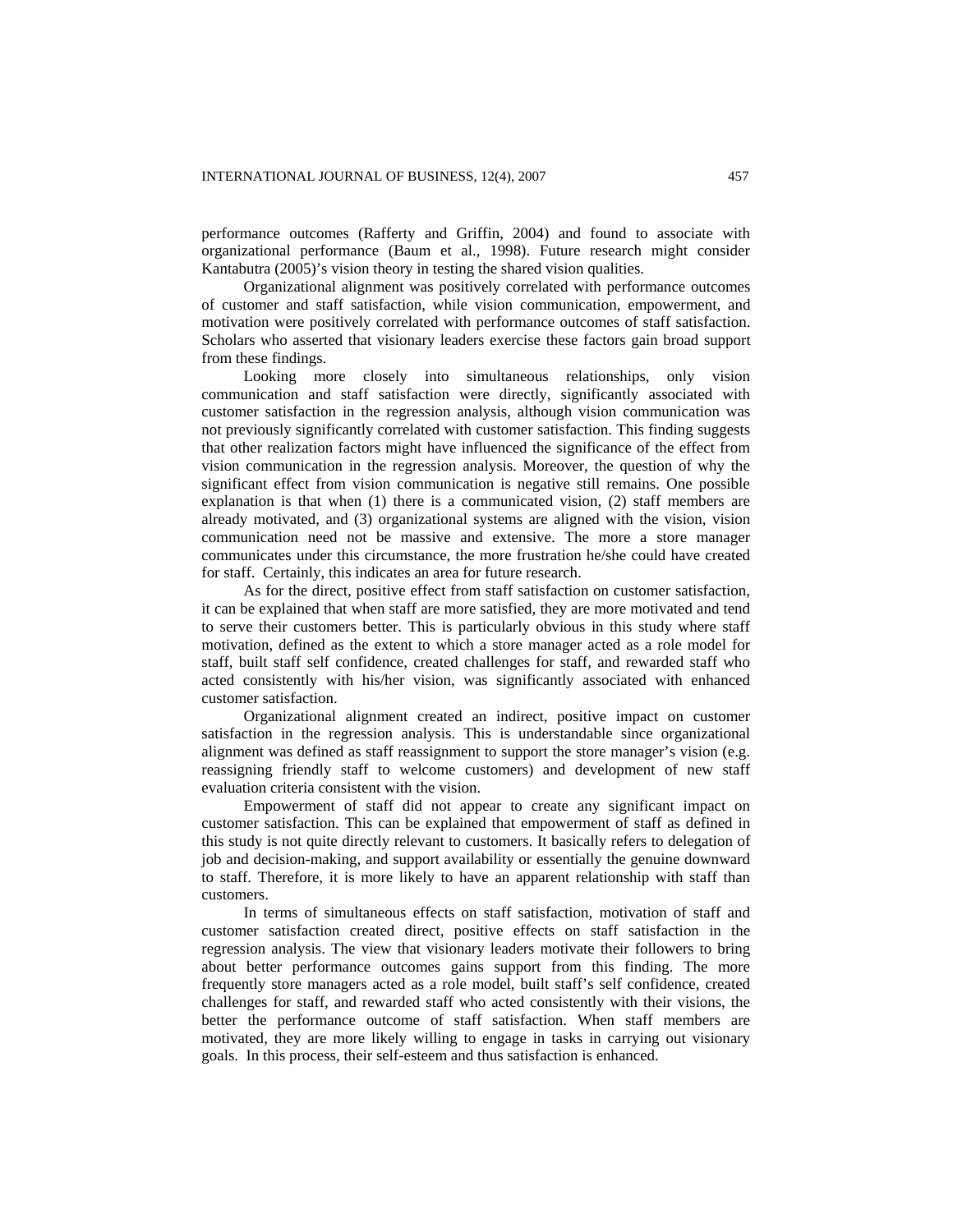performance outcomes (Rafferty and Griffin, 2004) and found to associate with organizational performance (Baum et al., 1998). Future research might consider Kantabutra (2005)'s vision theory in testing the shared vision qualities.

Organizational alignment was positively correlated with performance outcomes of customer and staff satisfaction, while vision communication, empowerment, and motivation were positively correlated with performance outcomes of staff satisfaction. Scholars who asserted that visionary leaders exercise these factors gain broad support from these findings.

Looking more closely into simultaneous relationships, only vision communication and staff satisfaction were directly, significantly associated with customer satisfaction in the regression analysis, although vision communication was not previously significantly correlated with customer satisfaction. This finding suggests that other realization factors might have influenced the significance of the effect from vision communication in the regression analysis. Moreover, the question of why the significant effect from vision communication is negative still remains. One possible explanation is that when (1) there is a communicated vision, (2) staff members are already motivated, and (3) organizational systems are aligned with the vision, vision communication need not be massive and extensive. The more a store manager communicates under this circumstance, the more frustration he/she could have created for staff. Certainly, this indicates an area for future research.

As for the direct, positive effect from staff satisfaction on customer satisfaction, it can be explained that when staff are more satisfied, they are more motivated and tend to serve their customers better. This is particularly obvious in this study where staff motivation, defined as the extent to which a store manager acted as a role model for staff, built staff self confidence, created challenges for staff, and rewarded staff who acted consistently with his/her vision, was significantly associated with enhanced customer satisfaction.

Organizational alignment created an indirect, positive impact on customer satisfaction in the regression analysis. This is understandable since organizational alignment was defined as staff reassignment to support the store manager's vision (e.g. reassigning friendly staff to welcome customers) and development of new staff evaluation criteria consistent with the vision.

Empowerment of staff did not appear to create any significant impact on customer satisfaction. This can be explained that empowerment of staff as defined in this study is not quite directly relevant to customers. It basically refers to delegation of job and decision-making, and support availability or essentially the genuine downward to staff. Therefore, it is more likely to have an apparent relationship with staff than customers.

In terms of simultaneous effects on staff satisfaction, motivation of staff and customer satisfaction created direct, positive effects on staff satisfaction in the regression analysis. The view that visionary leaders motivate their followers to bring about better performance outcomes gains support from this finding. The more frequently store managers acted as a role model, built staff's self confidence, created challenges for staff, and rewarded staff who acted consistently with their visions, the better the performance outcome of staff satisfaction. When staff members are motivated, they are more likely willing to engage in tasks in carrying out visionary goals. In this process, their self-esteem and thus satisfaction is enhanced.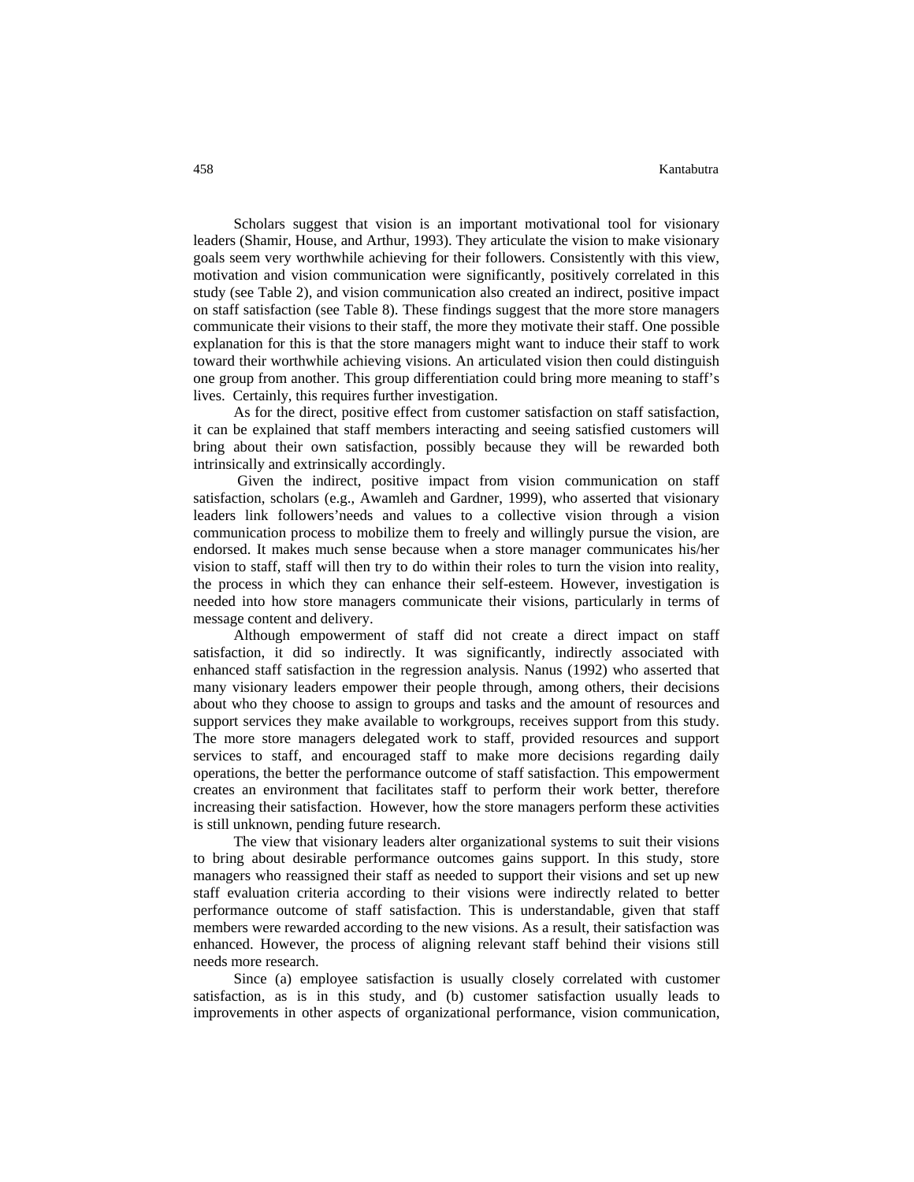Scholars suggest that vision is an important motivational tool for visionary leaders (Shamir, House, and Arthur, 1993). They articulate the vision to make visionary goals seem very worthwhile achieving for their followers. Consistently with this view, motivation and vision communication were significantly, positively correlated in this study (see Table 2), and vision communication also created an indirect, positive impact on staff satisfaction (see Table 8). These findings suggest that the more store managers communicate their visions to their staff, the more they motivate their staff. One possible explanation for this is that the store managers might want to induce their staff to work toward their worthwhile achieving visions. An articulated vision then could distinguish one group from another. This group differentiation could bring more meaning to staff's lives. Certainly, this requires further investigation.

As for the direct, positive effect from customer satisfaction on staff satisfaction, it can be explained that staff members interacting and seeing satisfied customers will bring about their own satisfaction, possibly because they will be rewarded both intrinsically and extrinsically accordingly.

Given the indirect, positive impact from vision communication on staff satisfaction, scholars (e.g., Awamleh and Gardner, 1999), who asserted that visionary leaders link followers'needs and values to a collective vision through a vision communication process to mobilize them to freely and willingly pursue the vision, are endorsed. It makes much sense because when a store manager communicates his/her vision to staff, staff will then try to do within their roles to turn the vision into reality, the process in which they can enhance their self-esteem. However, investigation is needed into how store managers communicate their visions, particularly in terms of message content and delivery.

Although empowerment of staff did not create a direct impact on staff satisfaction, it did so indirectly. It was significantly, indirectly associated with enhanced staff satisfaction in the regression analysis. Nanus (1992) who asserted that many visionary leaders empower their people through, among others, their decisions about who they choose to assign to groups and tasks and the amount of resources and support services they make available to workgroups, receives support from this study. The more store managers delegated work to staff, provided resources and support services to staff, and encouraged staff to make more decisions regarding daily operations, the better the performance outcome of staff satisfaction. This empowerment creates an environment that facilitates staff to perform their work better, therefore increasing their satisfaction. However, how the store managers perform these activities is still unknown, pending future research.

The view that visionary leaders alter organizational systems to suit their visions to bring about desirable performance outcomes gains support. In this study, store managers who reassigned their staff as needed to support their visions and set up new staff evaluation criteria according to their visions were indirectly related to better performance outcome of staff satisfaction. This is understandable, given that staff members were rewarded according to the new visions. As a result, their satisfaction was enhanced. However, the process of aligning relevant staff behind their visions still needs more research.

Since (a) employee satisfaction is usually closely correlated with customer satisfaction, as is in this study, and (b) customer satisfaction usually leads to improvements in other aspects of organizational performance, vision communication,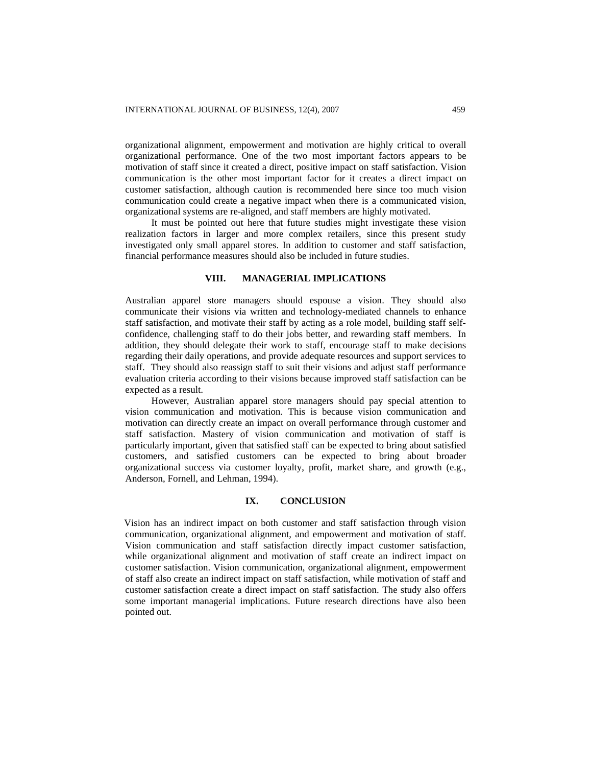organizational alignment, empowerment and motivation are highly critical to overall organizational performance. One of the two most important factors appears to be motivation of staff since it created a direct, positive impact on staff satisfaction. Vision communication is the other most important factor for it creates a direct impact on customer satisfaction, although caution is recommended here since too much vision communication could create a negative impact when there is a communicated vision, organizational systems are re-aligned, and staff members are highly motivated.

It must be pointed out here that future studies might investigate these vision realization factors in larger and more complex retailers, since this present study investigated only small apparel stores. In addition to customer and staff satisfaction, financial performance measures should also be included in future studies.

## VIII. MANAGERIAL IMPLICATIONS

Australian apparel store managers should espouse a vision. They should also communicate their visions via written and technology-mediated channels to enhance staff satisfaction, and motivate their staff by acting as a role model, building staff self-confidence, challenging staff to do their jobs better, and rewarding staff members. In addition, they should delegate their work to staff, encourage staff to make decisions regarding their daily operations, and provide adequate resources and support services to staff. They should also reassign staff to suit their visions and adjust staff performance evaluation criteria according to their visions because improved staff satisfaction can be expected as a result.

However, Australian apparel store managers should pay special attention to vision communication and motivation. This is because vision communication and motivation can directly create an impact on overall performance through customer and staff satisfaction. Mastery of vision communication and motivation of staff is particularly important, given that satisfied staff can be expected to bring about satisfied customers, and satisfied customers can be expected to bring about broader organizational success via customer loyalty, profit, market share, and growth (e.g., Anderson, Fornell, and Lehman, 1994).

## IX. CONCLUSION

Vision has an indirect impact on both customer and staff satisfaction through vision communication, organizational alignment, and empowerment and motivation of staff. Vision communication and staff satisfaction directly impact customer satisfaction, while organizational alignment and motivation of staff create an indirect impact on customer satisfaction. Vision communication, organizational alignment, empowerment of staff also create an indirect impact on staff satisfaction, while motivation of staff and customer satisfaction create a direct impact on staff satisfaction. The study also offers some important managerial implications. Future research directions have also been pointed out.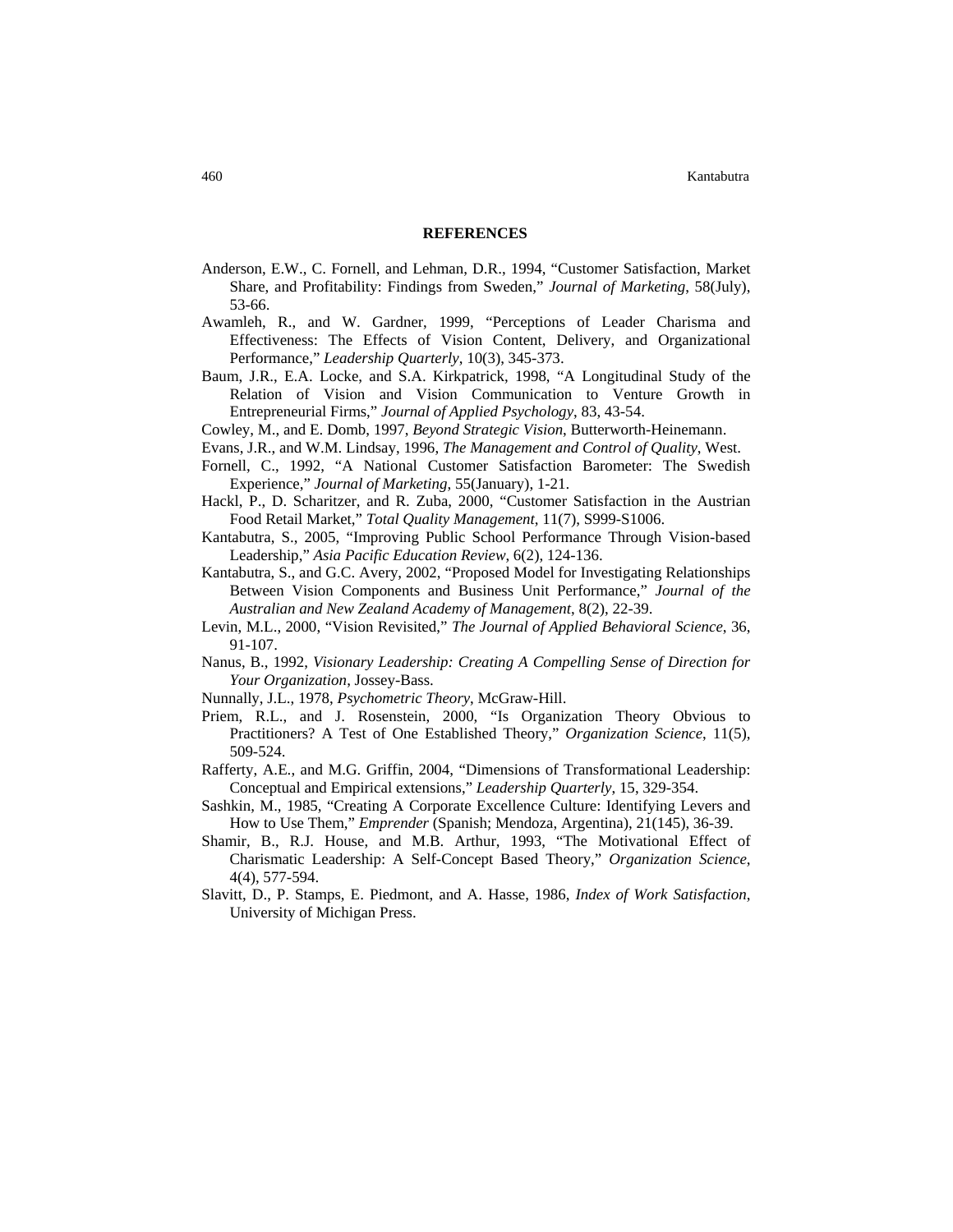## REFERENCES

Anderson, E.W., C. Fornell, and Lehman, D.R., 1994, "Customer Satisfaction, Market Share, and Profitability: Findings from Sweden," *Journal of Marketing*, 58(July), 53-66.

Awamleh, R., and W. Gardner, 1999, "Perceptions of Leader Charisma and Effectiveness: The Effects of Vision Content, Delivery, and Organizational Performance," *Leadership Quarterly*, 10(3), 345-373.

Baum, J.R., E.A. Locke, and S.A. Kirkpatrick, 1998, "A Longitudinal Study of the Relation of Vision and Vision Communication to Venture Growth in Entrepreneurial Firms," *Journal of Applied Psychology*, 83, 43-54.

Cowley, M., and E. Domb, 1997, *Beyond Strategic Vision*, Butterworth-Heinemann.

Evans, J.R., and W.M. Lindsay, 1996, *The Management and Control of Quality*, West.

Fornell, C., 1992, "A National Customer Satisfaction Barometer: The Swedish Experience," *Journal of Marketing*, 55(January), 1-21.

Hackl, P., D. Scharitzer, and R. Zuba, 2000, "Customer Satisfaction in the Austrian Food Retail Market," *Total Quality Management*, 11(7), S999-S1006.

Kantabutra, S., 2005, "Improving Public School Performance Through Vision-based Leadership," *Asia Pacific Education Review*, 6(2), 124-136.

Kantabutra, S., and G.C. Avery, 2002, "Proposed Model for Investigating Relationships Between Vision Components and Business Unit Performance," *Journal of the Australian and New Zealand Academy of Management*, 8(2), 22-39.

Levin, M.L., 2000, "Vision Revisited," *The Journal of Applied Behavioral Science*, 36, 91-107.

Nanus, B., 1992, *Visionary Leadership: Creating A Compelling Sense of Direction for Your Organization*, Jossey-Bass.

Nunnally, J.L., 1978, *Psychometric Theory*, McGraw-Hill.

Priem, R.L., and J. Rosenstein, 2000, "Is Organization Theory Obvious to Practitioners? A Test of One Established Theory," *Organization Science*, 11(5), 509-524.

Rafferty, A.E., and M.G. Griffin, 2004, "Dimensions of Transformational Leadership: Conceptual and Empirical extensions," *Leadership Quarterly*, 15, 329-354.

Sashkin, M., 1985, "Creating A Corporate Excellence Culture: Identifying Levers and How to Use Them," *Emprender* (Spanish; Mendoza, Argentina), 21(145), 36-39.

Shamir, B., R.J. House, and M.B. Arthur, 1993, "The Motivational Effect of Charismatic Leadership: A Self-Concept Based Theory," *Organization Science*, 4(4), 577-594.

Slavitt, D., P. Stamps, E. Piedmont, and A. Hasse, 1986, *Index of Work Satisfaction*, University of Michigan Press.